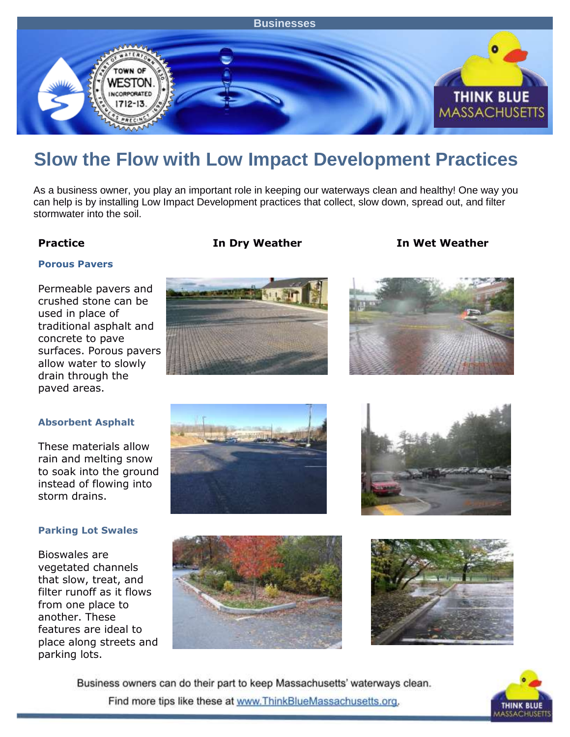Businesses

# Slow the Flow with Low Impact Development Practices

As a business owner, you play an important role in keeping our waterways clean and healthy! One way you can help is by installing Low Impact Development practices that collect, slow down, spread out, and filter stormwater into the soil.

| Practice | In Dry Weather | In Wet Weather |
|---|---|---|
| **Porous Pavers**<br><br>Permeable pavers and crushed stone can be used in place of traditional asphalt and concrete to pave surfaces. Porous pavers allow water to slowly drain through the paved areas. | | |
| **Absorbent Asphalt**<br><br>These materials allow rain and melting snow to soak into the ground instead of flowing into storm drains. | | |
| **Parking Lot Swales**<br><br>Bioswales are vegetated channels that slow, treat, and filter runoff as it flows from one place to another. These features are ideal to place along streets and parking lots. | | |

Business owners can do their part to keep Massachusetts' waterways clean.

Find more tips like these at www.ThinkBlueMassachusetts.org.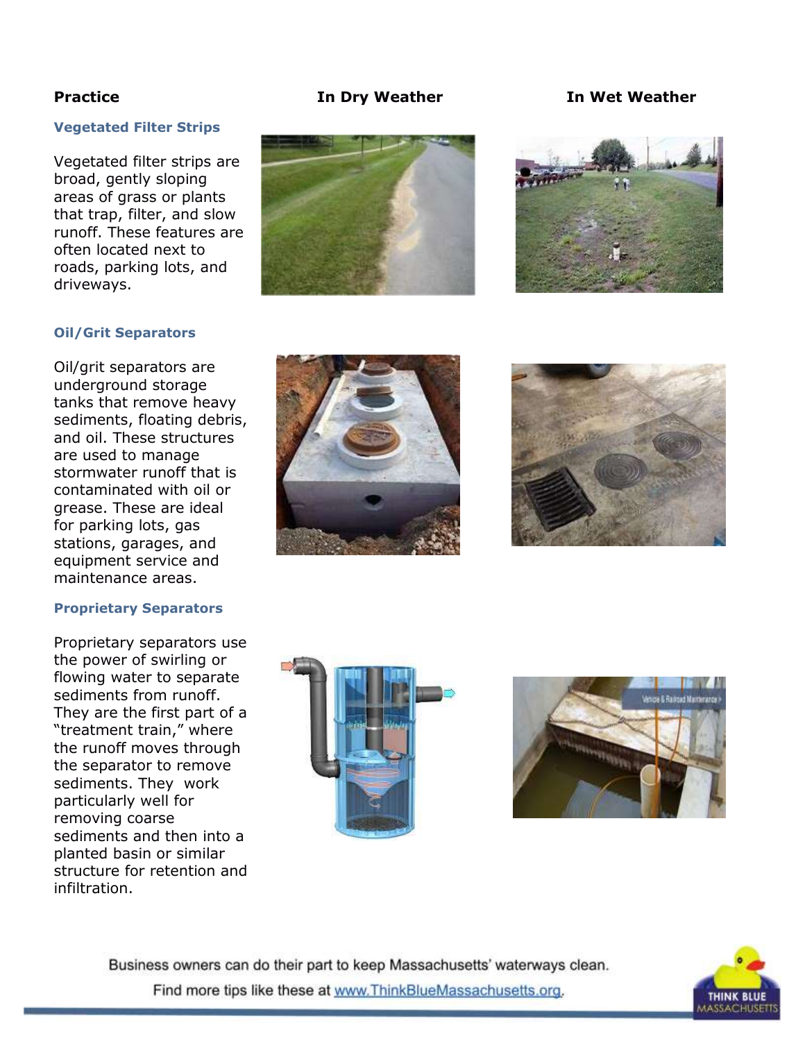| Practice | In Dry Weather | In Wet Weather |
| --- | --- | --- |

### Vegetated Filter Strips

Vegetated filter strips are broad, gently sloping areas of grass or plants that trap, filter, and slow runoff. These features are often located next to roads, parking lots, and driveways.

### Oil/Grit Separators

Oil/grit separators are underground storage tanks that remove heavy sediments, floating debris, and oil. These structures are used to manage stormwater runoff that is contaminated with oil or grease. These are ideal for parking lots, gas stations, garages, and equipment service and maintenance areas.

### Proprietary Separators

Proprietary separators use the power of swirling or flowing water to separate sediments from runoff. They are the first part of a "treatment train," where the runoff moves through the separator to remove sediments. They work particularly well for removing coarse sediments and then into a planted basin or similar structure for retention and infiltration.

Business owners can do their part to keep Massachusetts' waterways clean.

Find more tips like these at www.ThinkBlueMassachusetts.org.